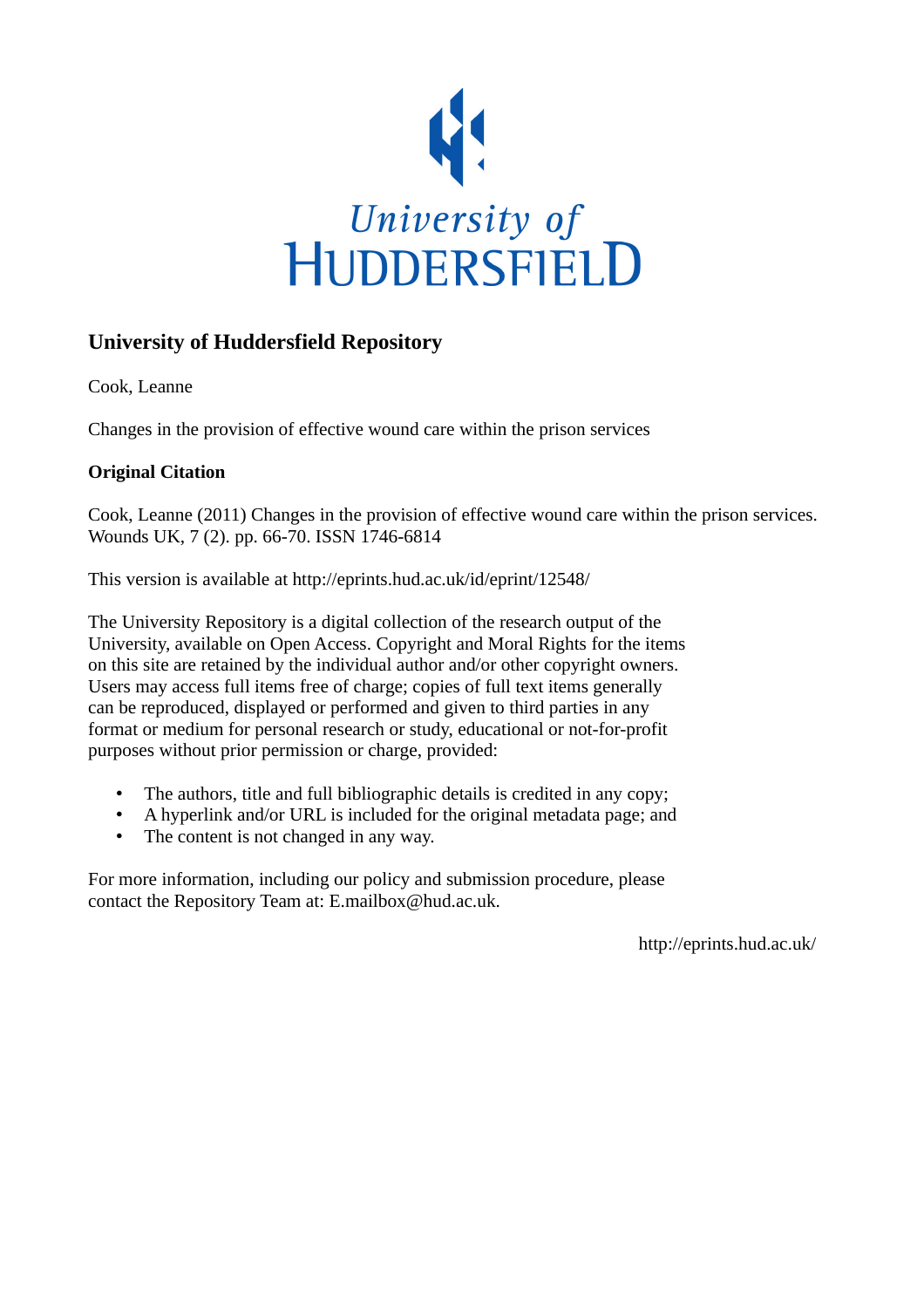University of
HUDDERSFIELD

## University of Huddersfield Repository

Cook, Leanne

Changes in the provision of effective wound care within the prison services

**Original Citation**

Cook, Leanne (2011) Changes in the provision of effective wound care within the prison services. Wounds UK, 7 (2). pp. 66-70. ISSN 1746-6814

This version is available at http://eprints.hud.ac.uk/id/eprint/12548/

The University Repository is a digital collection of the research output of the University, available on Open Access. Copyright and Moral Rights for the items on this site are retained by the individual author and/or other copyright owners. Users may access full items free of charge; copies of full text items generally can be reproduced, displayed or performed and given to third parties in any format or medium for personal research or study, educational or not-for-profit purposes without prior permission or charge, provided:

- The authors, title and full bibliographic details is credited in any copy;
- A hyperlink and/or URL is included for the original metadata page; and
- The content is not changed in any way.

For more information, including our policy and submission procedure, please contact the Repository Team at: E.mailbox@hud.ac.uk.

http://eprints.hud.ac.uk/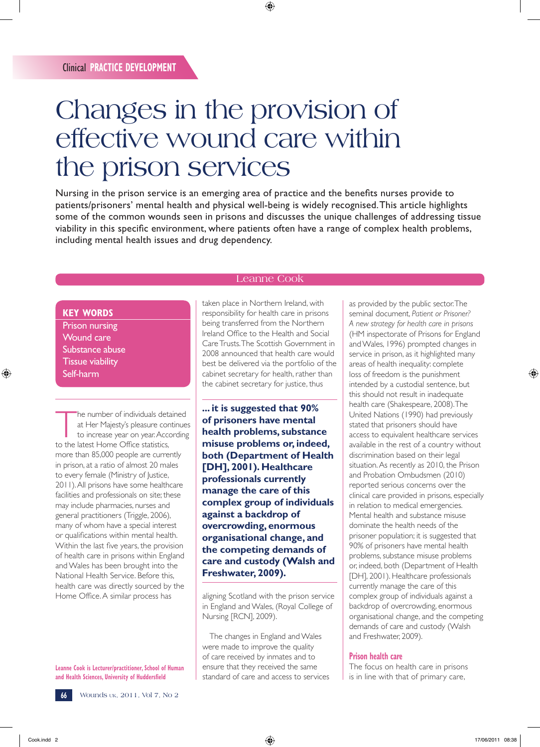Clinical PRACTICE DEVELOPMENT

# Changes in the provision of effective wound care within the prison services

Nursing in the prison service is an emerging area of practice and the benefits nurses provide to patients/prisoners' mental health and physical well-being is widely recognised. This article highlights some of the common wounds seen in prisons and discusses the unique challenges of addressing tissue viability in this specific environment, where patients often have a range of complex health problems, including mental health issues and drug dependency.

Leanne Cook

**KEY WORDS**
Prison nursing
Wound care
Substance abuse
Tissue viability
Self-harm

The number of individuals detained at Her Majesty's pleasure continues to increase year on year. According to the latest Home Office statistics, more than 85,000 people are currently in prison, at a ratio of almost 20 males to every female (Ministry of Justice, 2011). All prisons have some healthcare facilities and professionals on site; these may include pharmacies, nurses and general practitioners (Triggle, 2006), many of whom have a special interest or qualifications within mental health. Within the last five years, the provision of health care in prisons within England and Wales has been brought into the National Health Service. Before this, health care was directly sourced by the Home Office. A similar process has taken place in Northern Ireland, with responsibility for health care in prisons being transferred from the Northern Ireland Office to the Health and Social Care Trusts. The Scottish Government in 2008 announced that health care would best be delivered via the portfolio of the cabinet secretary for health, rather than the cabinet secretary for justice, thus aligning Scotland with the prison service in England and Wales, (Royal College of Nursing [RCN], 2009).

**... it is suggested that 90% of prisoners have mental health problems, substance misuse problems or, indeed, both (Department of Health [DH], 2001). Healthcare professionals currently manage the care of this complex group of individuals against a backdrop of overcrowding, enormous organisational change, and the competing demands of care and custody (Walsh and Freshwater, 2009).**

The changes in England and Wales were made to improve the quality of care received by inmates and to ensure that they received the same standard of care and access to services as provided by the public sector. The seminal document, *Patient or Prisoner? A new strategy for health care in prisons* (HM inspectorate of Prisons for England and Wales, 1996) prompted changes in service in prison, as it highlighted many areas of health inequality: complete loss of freedom is the punishment intended by a custodial sentence, but this should not result in inadequate health care (Shakespeare, 2008). The United Nations (1990) had previously stated that prisoners should have access to equivalent healthcare services available in the rest of a country without discrimination based on their legal situation. As recently as 2010, the Prison and Probation Ombudsmen (2010) reported serious concerns over the clinical care provided in prisons, especially in relation to medical emergencies. Mental health and substance misuse dominate the health needs of the prisoner population; it is suggested that 90% of prisoners have mental health problems, substance misuse problems or, indeed, both (Department of Health [DH], 2001). Healthcare professionals currently manage the care of this complex group of individuals against a backdrop of overcrowding, enormous organisational change, and the competing demands of care and custody (Walsh and Freshwater, 2009).

## Prison health care

The focus on health care in prisons is in line with that of primary care,

Leanne Cook is Lecturer/practitioner, School of Human and Health Sciences, University of Huddersfield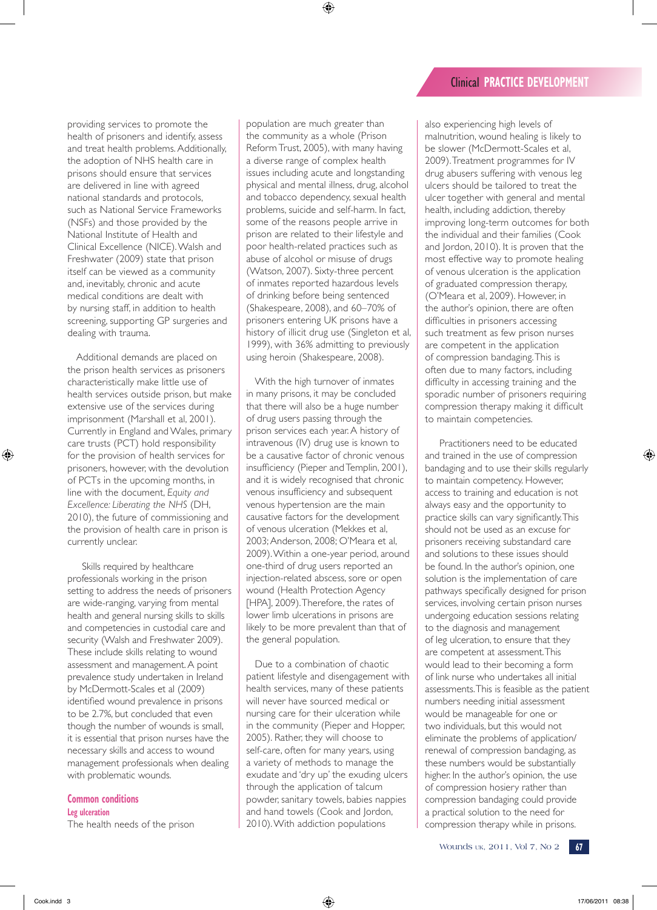providing services to promote the health of prisoners and identify, assess and treat health problems. Additionally, the adoption of NHS health care in prisons should ensure that services are delivered in line with agreed national standards and protocols, such as National Service Frameworks (NSFs) and those provided by the National Institute of Health and Clinical Excellence (NICE). Walsh and Freshwater (2009) state that prison itself can be viewed as a community and, inevitably, chronic and acute medical conditions are dealt with by nursing staff, in addition to health screening, supporting GP surgeries and dealing with trauma.

Additional demands are placed on the prison health services as prisoners characteristically make little use of health services outside prison, but make extensive use of the services during imprisonment (Marshall et al, 2001). Currently in England and Wales, primary care trusts (PCT) hold responsibility for the provision of health services for prisoners, however, with the devolution of PCTs in the upcoming months, in line with the document, *Equity and Excellence: Liberating the NHS* (DH, 2010), the future of commissioning and the provision of health care in prison is currently unclear.

Skills required by healthcare professionals working in the prison setting to address the needs of prisoners are wide-ranging, varying from mental health and general nursing skills to skills and competencies in custodial care and security (Walsh and Freshwater 2009). These include skills relating to wound assessment and management. A point prevalence study undertaken in Ireland by McDermott-Scales et al (2009) identified wound prevalence in prisons to be 2.7%, but concluded that even though the number of wounds is small, it is essential that prison nurses have the necessary skills and access to wound management professionals when dealing with problematic wounds.

## Common conditions

### Leg ulceration

The health needs of the prison population are much greater than the community as a whole (Prison Reform Trust, 2005), with many having a diverse range of complex health issues including acute and longstanding physical and mental illness, drug, alcohol and tobacco dependency, sexual health problems, suicide and self-harm. In fact, some of the reasons people arrive in prison are related to their lifestyle and poor health-related practices such as abuse of alcohol or misuse of drugs (Watson, 2007). Sixty-three percent of inmates reported hazardous levels of drinking before being sentenced (Shakespeare, 2008), and 60–70% of prisoners entering UK prisons have a history of illicit drug use (Singleton et al, 1999), with 36% admitting to previously using heroin (Shakespeare, 2008).

With the high turnover of inmates in many prisons, it may be concluded that there will also be a huge number of drug users passing through the prison services each year. A history of intravenous (IV) drug use is known to be a causative factor of chronic venous insufficiency (Pieper and Templin, 2001), and it is widely recognised that chronic venous insufficiency and subsequent venous hypertension are the main causative factors for the development of venous ulceration (Mekkes et al, 2003; Anderson, 2008; O'Meara et al, 2009). Within a one-year period, around one-third of drug users reported an injection-related abscess, sore or open wound (Health Protection Agency [HPA], 2009). Therefore, the rates of lower limb ulcerations in prisons are likely to be more prevalent than that of the general population.

Due to a combination of chaotic patient lifestyle and disengagement with health services, many of these patients will never have sourced medical or nursing care for their ulceration while in the community (Pieper and Hopper, 2005). Rather, they will choose to self-care, often for many years, using a variety of methods to manage the exudate and 'dry up' the exuding ulcers through the application of talcum powder, sanitary towels, babies nappies and hand towels (Cook and Jordon, 2010). With addiction populations also experiencing high levels of malnutrition, wound healing is likely to be slower (McDermott-Scales et al, 2009). Treatment programmes for IV drug abusers suffering with venous leg ulcers should be tailored to treat the ulcer together with general and mental health, including addiction, thereby improving long-term outcomes for both the individual and their families (Cook and Jordon, 2010). It is proven that the most effective way to promote healing of venous ulceration is the application of graduated compression therapy, (O'Meara et al, 2009). However, in the author's opinion, there are often difficulties in prisoners accessing such treatment as few prison nurses are competent in the application of compression bandaging. This is often due to many factors, including difficulty in accessing training and the sporadic number of prisoners requiring compression therapy making it difficult to maintain competencies.

Practitioners need to be educated and trained in the use of compression bandaging and to use their skills regularly to maintain competency. However, access to training and education is not always easy and the opportunity to practice skills can vary significantly. This should not be used as an excuse for prisoners receiving substandard care and solutions to these issues should be found. In the author's opinion, one solution is the implementation of care pathways specifically designed for prison services, involving certain prison nurses undergoing education sessions relating to the diagnosis and management of leg ulceration, to ensure that they are competent at assessment. This would lead to their becoming a form of link nurse who undertakes all initial assessments. This is feasible as the patient numbers needing initial assessment would be manageable for one or two individuals, but this would not eliminate the problems of application/renewal of compression bandaging, as these numbers would be substantially higher. In the author's opinion, the use of compression hosiery rather than compression bandaging could provide a practical solution to the need for compression therapy while in prisons.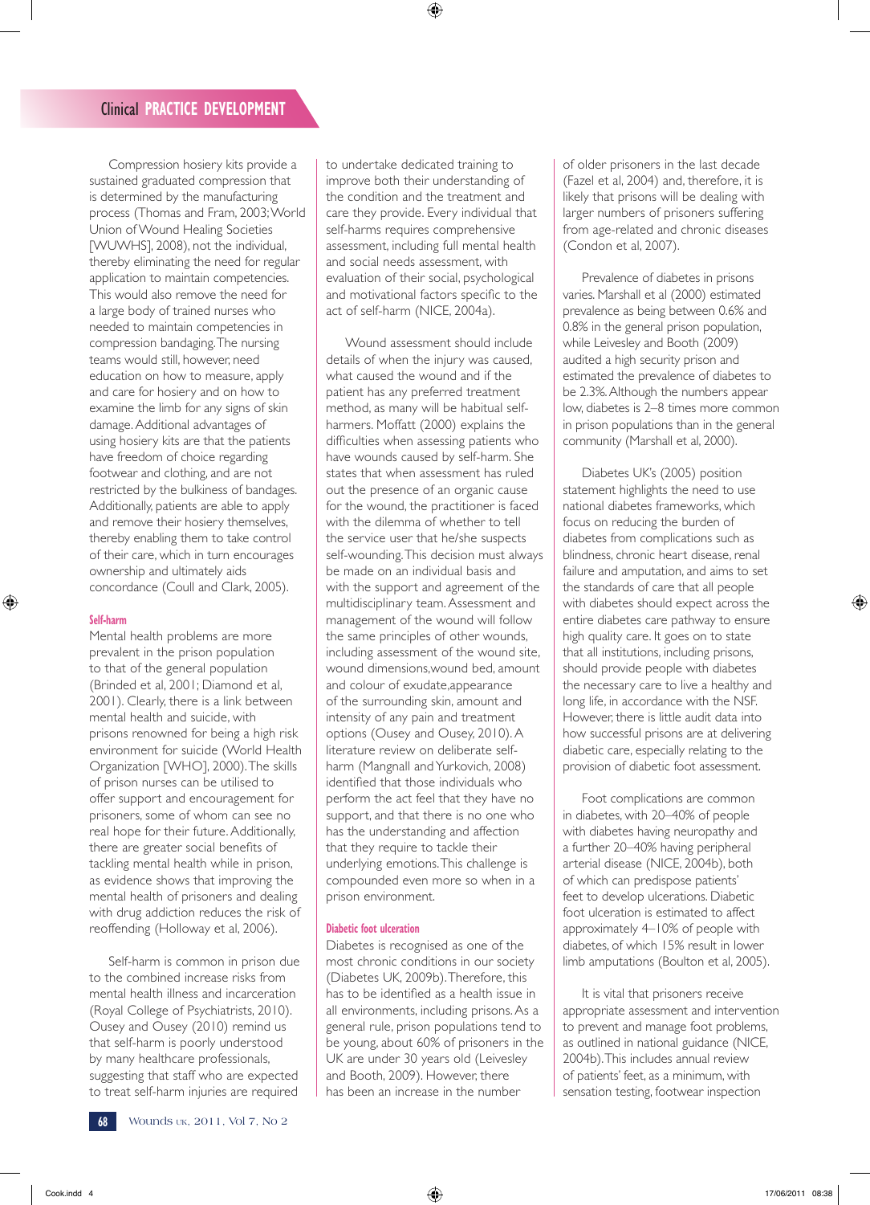Compression hosiery kits provide a sustained graduated compression that is determined by the manufacturing process (Thomas and Fram, 2003; World Union of Wound Healing Societies [WUWHS], 2008), not the individual, thereby eliminating the need for regular application to maintain competencies. This would also remove the need for a large body of trained nurses who needed to maintain competencies in compression bandaging. The nursing teams would still, however, need education on how to measure, apply and care for hosiery and on how to examine the limb for any signs of skin damage. Additional advantages of using hosiery kits are that the patients have freedom of choice regarding footwear and clothing, and are not restricted by the bulkiness of bandages. Additionally, patients are able to apply and remove their hosiery themselves, thereby enabling them to take control of their care, which in turn encourages ownership and ultimately aids concordance (Coull and Clark, 2005).

### Self-harm

Mental health problems are more prevalent in the prison population to that of the general population (Brinded et al, 2001; Diamond et al, 2001). Clearly, there is a link between mental health and suicide, with prisons renowned for being a high risk environment for suicide (World Health Organization [WHO], 2000). The skills of prison nurses can be utilised to offer support and encouragement for prisoners, some of whom can see no real hope for their future. Additionally, there are greater social benefits of tackling mental health while in prison, as evidence shows that improving the mental health of prisoners and dealing with drug addiction reduces the risk of reoffending (Holloway et al, 2006).

Self-harm is common in prison due to the combined increase risks from mental health illness and incarceration (Royal College of Psychiatrists, 2010). Ousey and Ousey (2010) remind us that self-harm is poorly understood by many healthcare professionals, suggesting that staff who are expected to treat self-harm injuries are required to undertake dedicated training to improve both their understanding of the condition and the treatment and care they provide. Every individual that self-harms requires comprehensive assessment, including full mental health and social needs assessment, with evaluation of their social, psychological and motivational factors specific to the act of self-harm (NICE, 2004a).

Wound assessment should include details of when the injury was caused, what caused the wound and if the patient has any preferred treatment method, as many will be habitual self-harmers. Moffatt (2000) explains the difficulties when assessing patients who have wounds caused by self-harm. She states that when assessment has ruled out the presence of an organic cause for the wound, the practitioner is faced with the dilemma of whether to tell the service user that he/she suspects self-wounding. This decision must always be made on an individual basis and with the support and agreement of the multidisciplinary team. Assessment and management of the wound will follow the same principles of other wounds, including assessment of the wound site, wound dimensions,wound bed, amount and colour of exudate,appearance of the surrounding skin, amount and intensity of any pain and treatment options (Ousey and Ousey, 2010). A literature review on deliberate self-harm (Mangnall and Yurkovich, 2008) identified that those individuals who perform the act feel that they have no support, and that there is no one who has the understanding and affection that they require to tackle their underlying emotions. This challenge is compounded even more so when in a prison environment.

### Diabetic foot ulceration

Diabetes is recognised as one of the most chronic conditions in our society (Diabetes UK, 2009b). Therefore, this has to be identified as a health issue in all environments, including prisons. As a general rule, prison populations tend to be young, about 60% of prisoners in the UK are under 30 years old (Leivesley and Booth, 2009). However, there has been an increase in the number of older prisoners in the last decade (Fazel et al, 2004) and, therefore, it is likely that prisons will be dealing with larger numbers of prisoners suffering from age-related and chronic diseases (Condon et al, 2007).

Prevalence of diabetes in prisons varies. Marshall et al (2000) estimated prevalence as being between 0.6% and 0.8% in the general prison population, while Leivesley and Booth (2009) audited a high security prison and estimated the prevalence of diabetes to be 2.3%. Although the numbers appear low, diabetes is 2–8 times more common in prison populations than in the general community (Marshall et al, 2000).

Diabetes UK's (2005) position statement highlights the need to use national diabetes frameworks, which focus on reducing the burden of diabetes from complications such as blindness, chronic heart disease, renal failure and amputation, and aims to set the standards of care that all people with diabetes should expect across the entire diabetes care pathway to ensure high quality care. It goes on to state that all institutions, including prisons, should provide people with diabetes the necessary care to live a healthy and long life, in accordance with the NSF. However, there is little audit data into how successful prisons are at delivering diabetic care, especially relating to the provision of diabetic foot assessment.

Foot complications are common in diabetes, with 20–40% of people with diabetes having neuropathy and a further 20–40% having peripheral arterial disease (NICE, 2004b), both of which can predispose patients' feet to develop ulcerations. Diabetic foot ulceration is estimated to affect approximately 4–10% of people with diabetes, of which 15% result in lower limb amputations (Boulton et al, 2005).

It is vital that prisoners receive appropriate assessment and intervention to prevent and manage foot problems, as outlined in national guidance (NICE, 2004b). This includes annual review of patients' feet, as a minimum, with sensation testing, footwear inspection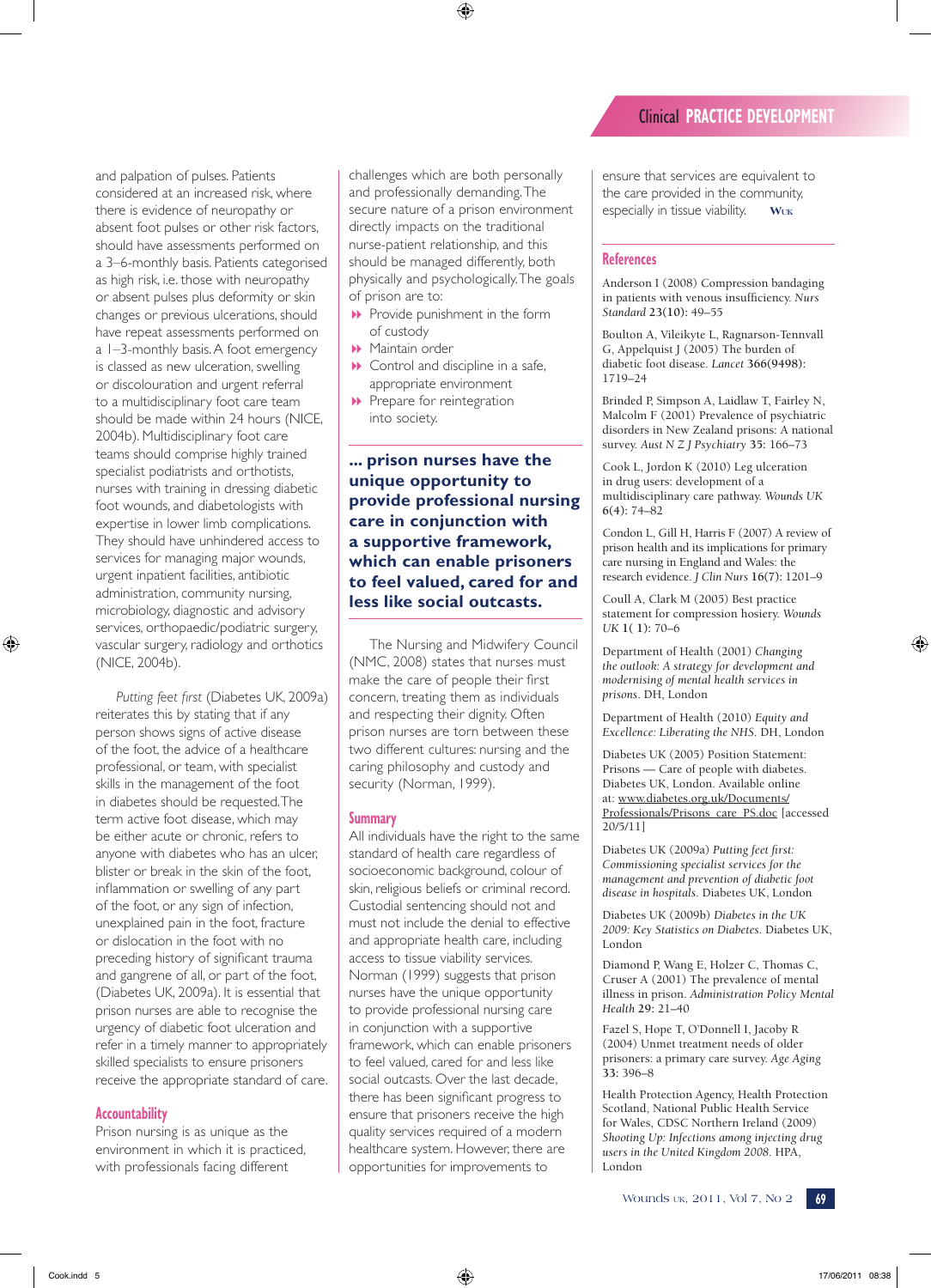and palpation of pulses. Patients considered at an increased risk, where there is evidence of neuropathy or absent foot pulses or other risk factors, should have assessments performed on a 3–6-monthly basis. Patients categorised as high risk, i.e. those with neuropathy or absent pulses plus deformity or skin changes or previous ulcerations, should have repeat assessments performed on a 1–3-monthly basis. A foot emergency is classed as new ulceration, swelling or discolouration and urgent referral to a multidisciplinary foot care team should be made within 24 hours (NICE, 2004b). Multidisciplinary foot care teams should comprise highly trained specialist podiatrists and orthotists, nurses with training in dressing diabetic foot wounds, and diabetologists with expertise in lower limb complications. They should have unhindered access to services for managing major wounds, urgent inpatient facilities, antibiotic administration, community nursing, microbiology, diagnostic and advisory services, orthopaedic/podiatric surgery, vascular surgery, radiology and orthotics (NICE, 2004b).

*Putting feet first* (Diabetes UK, 2009a) reiterates this by stating that if any person shows signs of active disease of the foot, the advice of a healthcare professional, or team, with specialist skills in the management of the foot in diabetes should be requested. The term active foot disease, which may be either acute or chronic, refers to anyone with diabetes who has an ulcer, blister or break in the skin of the foot, inflammation or swelling of any part of the foot, or any sign of infection, unexplained pain in the foot, fracture or dislocation in the foot with no preceding history of significant trauma and gangrene of all, or part of the foot, (Diabetes UK, 2009a). It is essential that prison nurses are able to recognise the urgency of diabetic foot ulceration and refer in a timely manner to appropriately skilled specialists to ensure prisoners receive the appropriate standard of care.

## Accountability

Prison nursing is as unique as the environment in which it is practiced, with professionals facing different challenges which are both personally and professionally demanding. The secure nature of a prison environment directly impacts on the traditional nurse-patient relationship, and this should be managed differently, both physically and psychologically. The goals of prison are to:

- Provide punishment in the form of custody
- Maintain order
- Control and discipline in a safe, appropriate environment
- Prepare for reintegration into society.

**... prison nurses have the unique opportunity to provide professional nursing care in conjunction with a supportive framework, which can enable prisoners to feel valued, cared for and less like social outcasts.**

The Nursing and Midwifery Council (NMC, 2008) states that nurses must make the care of people their first concern, treating them as individuals and respecting their dignity. Often prison nurses are torn between these two different cultures: nursing and the caring philosophy and custody and security (Norman, 1999).

## Summary

All individuals have the right to the same standard of health care regardless of socioeconomic background, colour of skin, religious beliefs or criminal record. Custodial sentencing should not and must not include the denial to effective and appropriate health care, including access to tissue viability services. Norman (1999) suggests that prison nurses have the unique opportunity to provide professional nursing care in conjunction with a supportive framework, which can enable prisoners to feel valued, cared for and less like social outcasts. Over the last decade, there has been significant progress to ensure that prisoners receive the high quality services required of a modern healthcare system. However, there are opportunities for improvements to ensure that services are equivalent to the care provided in the community, especially in tissue viability. Wuk

## References

Anderson I (2008) Compression bandaging in patients with venous insufficiency. *Nurs Standard* **23(10)**: 49–55

Boulton A, Vileikyte L, Ragnarson-Tennvall G, Appelquist J (2005) The burden of diabetic foot disease. *Lancet* **366(9498)**: 1719–24

Brinded P, Simpson A, Laidlaw T, Fairley N, Malcolm F (2001) Prevalence of psychiatric disorders in New Zealand prisons: A national survey. *Aust N Z J Psychiatry* **35**: 166–73

Cook L, Jordon K (2010) Leg ulceration in drug users: development of a multidisciplinary care pathway. *Wounds UK* **6(4)**: 74–82

Condon L, Gill H, Harris F (2007) A review of prison health and its implications for primary care nursing in England and Wales: the research evidence. *J Clin Nurs* **16(7)**: 1201–9

Coull A, Clark M (2005) Best practice statement for compression hosiery. *Wounds UK* **1( 1)**: 70–6

Department of Health (2001) *Changing the outlook: A strategy for development and modernising of mental health services in prisons*. DH, London

Department of Health (2010) *Equity and Excellence: Liberating the NHS*. DH, London

Diabetes UK (2005) Position Statement: Prisons — Care of people with diabetes. Diabetes UK, London. Available online at: www.diabetes.org.uk/Documents/Professionals/Prisons_care_PS.doc [accessed 20/5/11]

Diabetes UK (2009a) *Putting feet first: Commissioning specialist services for the management and prevention of diabetic foot disease in hospitals*. Diabetes UK, London

Diabetes UK (2009b) *Diabetes in the UK 2009: Key Statistics on Diabetes*. Diabetes UK, London

Diamond P, Wang E, Holzer C, Thomas C, Cruser A (2001) The prevalence of mental illness in prison. *Administration Policy Mental Health* **29**: 21–40

Fazel S, Hope T, O'Donnell I, Jacoby R (2004) Unmet treatment needs of older prisoners: a primary care survey. *Age Aging* **33**: 396–8

Health Protection Agency, Health Protection Scotland, National Public Health Service for Wales, CDSC Northern Ireland (2009) *Shooting Up: Infections among injecting drug users in the United Kingdom 2008*. HPA, London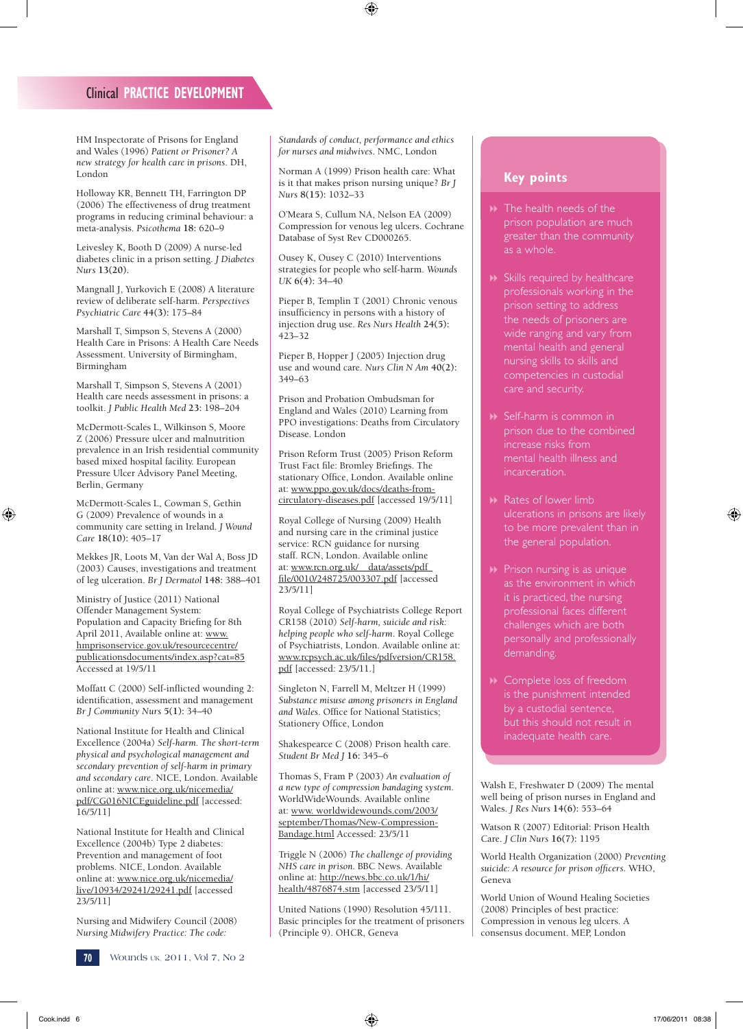HM Inspectorate of Prisons for England and Wales (1996) *Patient or Prisoner? A new strategy for health care in prisons*. DH, London

Holloway KR, Bennett TH, Farrington DP (2006) The effectiveness of drug treatment programs in reducing criminal behaviour: a meta-analysis. *Psicothema* **18**: 620–9

Leivesley K, Booth D (2009) A nurse-led diabetes clinic in a prison setting. *J Diabetes Nurs* **13(20)**.

Mangnall J, Yurkovich E (2008) A literature review of deliberate self-harm. *Perspectives Psychiatric Care* **44(3)**: 175–84

Marshall T, Simpson S, Stevens A (2000) Health Care in Prisons: A Health Care Needs Assessment. University of Birmingham, Birmingham

Marshall T, Simpson S, Stevens A (2001) Health care needs assessment in prisons: a toolkit. *J Public Health Med* **23**: 198–204

McDermott-Scales L, Wilkinson S, Moore Z (2006) Pressure ulcer and malnutrition prevalence in an Irish residential community based mixed hospital facility. European Pressure Ulcer Advisory Panel Meeting, Berlin, Germany

McDermott-Scales L, Cowman S, Gethin G (2009) Prevalence of wounds in a community care setting in Ireland. *J Wound Care* **18(10)**: 405–17

Mekkes JR, Loots M, Van der Wal A, Boss JD (2003) Causes, investigations and treatment of leg ulceration. *Br J Dermatol* **148**: 388–401

Ministry of Justice (2011) National Offender Management System: Population and Capacity Briefing for 8th April 2011, Available online at: www.hmprisonservice.gov.uk/resourcecentre/publicationsdocuments/index.asp?cat=85 Accessed at 19/5/11

Moffatt C (2000) Self-inflicted wounding 2: identification, assessment and management *Br J Community Nurs* **5(1)**: 34–40

National Institute for Health and Clinical Excellence (2004a) *Self-harm. The short-term physical and psychological management and secondary prevention of self-harm in primary and secondary care*. NICE, London. Available online at: www.nice.org.uk/nicemedia/pdf/CG016NICEguideline.pdf [accessed: 16/5/11]

National Institute for Health and Clinical Excellence (2004b) Type 2 diabetes: Prevention and management of foot problems. NICE, London. Available online at www.nice.org.uk/nicemedia/live/10934/29241/29241.pdf [accessed 23/5/11]

Nursing and Midwifery Council (2008) *Nursing Midwifery Practice: The code: Standards of conduct, performance and ethics for nurses and midwives*. NMC, London

Norman A (1999) Prison health care: What is it that makes prison nursing unique? *Br J Nurs* **8(15)**: 1032–33

O'Meara S, Cullum NA, Nelson EA (2009) Compression for venous leg ulcers. Cochrane Database of Syst Rev CD000265.

Ousey K, Ousey C (2010) Interventions strategies for people who self-harm. *Wounds UK* **6(4)**: 34–40

Pieper B, Templin T (2001) Chronic venous insufficiency in persons with a history of injection drug use. *Res Nurs Health* **24(5)**: 423–32

Pieper B, Hopper J (2005) Injection drug use and wound care. *Nurs Clin N Am* **40(2)**: 349–63

Prison and Probation Ombudsman for England and Wales (2010) Learning from PPO investigations: Deaths from Circulatory Disease. London

Prison Reform Trust (2005) Prison Reform Trust Fact file: Bromley Briefings. The stationary Office, London. Available online at: www.ppo.gov.uk/docs/deaths-from-circulatory-diseases.pdf [accessed 19/5/11]

Royal College of Nursing (2009) Health and nursing care in the criminal justice service: RCN guidance for nursing staff. RCN, London. Available online at: www.rcn.org.uk/__data/assets/pdf_file/0010/248725/003307.pdf [accessed 23/5/11]

Royal College of Psychiatrists College Report CR158 (2010) *Self-harm, suicide and risk: helping people who self-harm*. Royal College of Psychiatrists, London. Available online at: www.rcpsych.ac.uk/files/pdfversion/CR158.pdf [accessed: 23/5/11.]

Singleton N, Farrell M, Meltzer H (1999) *Substance misuse among prisoners in England and Wales*. Office for National Statistics; Stationery Office, London

Shakespearce C (2008) Prison health care. *Student Br Med J* **16**: 345–6

Thomas S, Fram P (2003) *An evaluation of a new type of compression bandaging system*. WorldWideWounds. Available online at: www. worldwidewounds.com/2003/september/Thomas/New-Compression-Bandage.html Accessed: 23/5/11

Triggle N (2006) *The challenge of providing NHS care in prison*. BBC News. Available online at: http://news.bbc.co.uk/1/hi/health/4876874.stm [accessed 23/5/11]

United Nations (1990) Resolution 45/111. Basic principles for the treatment of prisoners (Principle 9). OHCR, Geneva

Walsh E, Freshwater D (2009) The mental well being of prison nurses in England and Wales. *J Res Nurs* **14(6)**: 553–64

Watson R (2007) Editorial: Prison Health Care. *J Clin Nurs* **16(7)**: 1195

World Health Organization (2000) *Preventing suicide: A resource for prison officers*. WHO, Geneva

World Union of Wound Healing Societies (2008) Principles of best practice: Compression in venous leg ulcers. A consensus document. MEP, London

## Key points

- The health needs of the prison population are much greater than the community as a whole.
- Skills required by healthcare professionals working in the prison setting to address the needs of prisoners are wide ranging and vary from mental health and general nursing skills to skills and competencies in custodial care and security.
- Self-harm is common in prison due to the combined increase risks from mental health illness and incarceration.
- Rates of lower limb ulcerations in prisons are likely to be more prevalent than in the general population.
- Prison nursing is as unique as the environment in which it is practiced, the nursing professional faces different challenges which are both personally and professionally demanding.
- Complete loss of freedom is the punishment intended by a custodial sentence, but this should not result in inadequate health care.